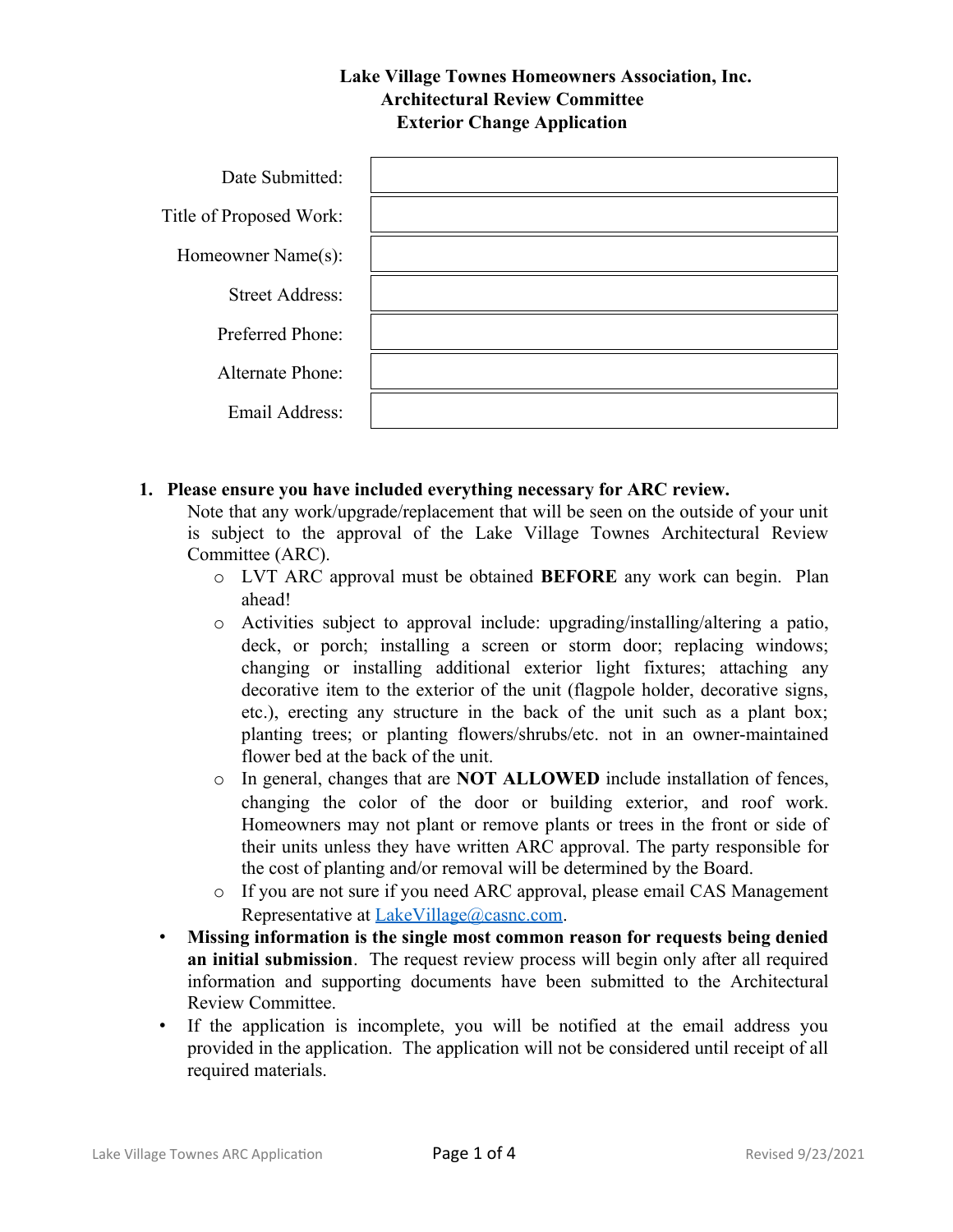# Lake Village Townes Homeowners Association, Inc.
## Architectural Review Committee
## Exterior Change Application

| | |
|---|---|
| Date Submitted: | |
| Title of Proposed Work: | |
| Homeowner Name(s): | |
| Street Address: | |
| Preferred Phone: | |
| Alternate Phone: | |
| Email Address: | |

1. **Please ensure you have included everything necessary for ARC review.**

   Note that any work/upgrade/replacement that will be seen on the outside of your unit is subject to the approval of the Lake Village Townes Architectural Review Committee (ARC).

   - LVT ARC approval must be obtained **BEFORE** any work can begin. Plan ahead!
   - Activities subject to approval include: upgrading/installing/altering a patio, deck, or porch; installing a screen or storm door; replacing windows; changing or installing additional exterior light fixtures; attaching any decorative item to the exterior of the unit (flagpole holder, decorative signs, etc.), erecting any structure in the back of the unit such as a plant box; planting trees; or planting flowers/shrubs/etc. not in an owner-maintained flower bed at the back of the unit.
   - In general, changes that are **NOT ALLOWED** include installation of fences, changing the color of the door or building exterior, and roof work. Homeowners may not plant or remove plants or trees in the front or side of their units unless they have written ARC approval. The party responsible for the cost of planting and/or removal will be determined by the Board.
   - If you are not sure if you need ARC approval, please email CAS Management Representative at LakeVillage@casnc.com.

- **Missing information is the single most common reason for requests being denied an initial submission**. The request review process will begin only after all required information and supporting documents have been submitted to the Architectural Review Committee.
- If the application is incomplete, you will be notified at the email address you provided in the application. The application will not be considered until receipt of all required materials.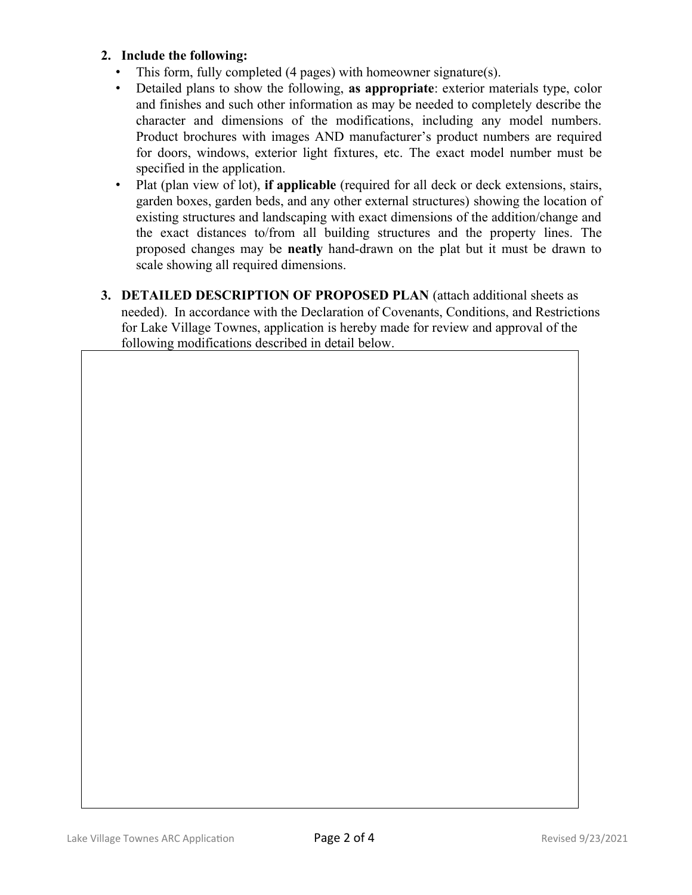2. **Include the following:**
   - This form, fully completed (4 pages) with homeowner signature(s).
   - Detailed plans to show the following, **as appropriate**: exterior materials type, color and finishes and such other information as may be needed to completely describe the character and dimensions of the modifications, including any model numbers. Product brochures with images AND manufacturer's product numbers are required for doors, windows, exterior light fixtures, etc. The exact model number must be specified in the application.
   - Plat (plan view of lot), **if applicable** (required for all deck or deck extensions, stairs, garden boxes, garden beds, and any other external structures) showing the location of existing structures and landscaping with exact dimensions of the addition/change and the exact distances to/from all building structures and the property lines. The proposed changes may be **neatly** hand-drawn on the plat but it must be drawn to scale showing all required dimensions.

3. **DETAILED DESCRIPTION OF PROPOSED PLAN** (attach additional sheets as needed). In accordance with the Declaration of Covenants, Conditions, and Restrictions for Lake Village Townes, application is hereby made for review and approval of the following modifications described in detail below.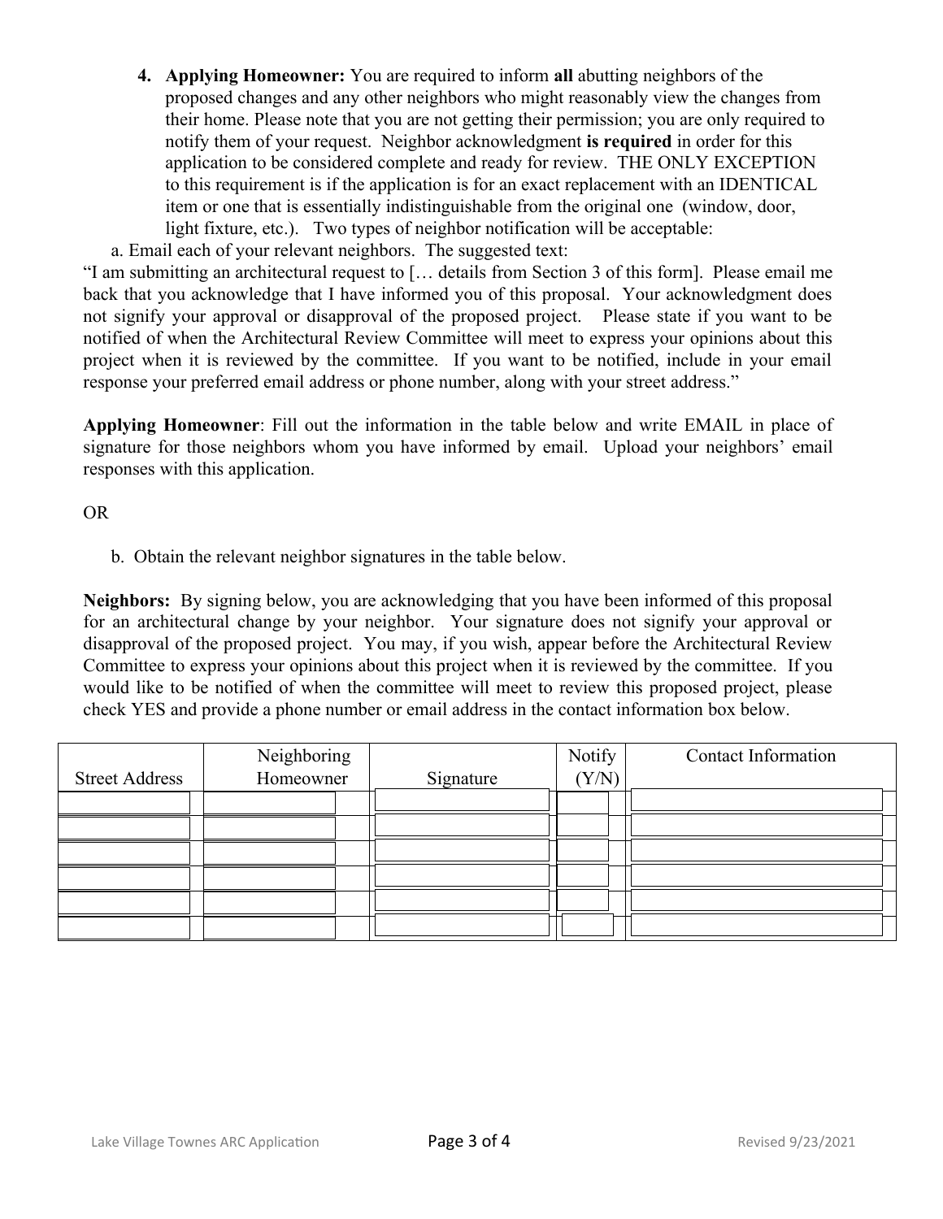4. **Applying Homeowner:** You are required to inform **all** abutting neighbors of the proposed changes and any other neighbors who might reasonably view the changes from their home. Please note that you are not getting their permission; you are only required to notify them of your request. Neighbor acknowledgment **is required** in order for this application to be considered complete and ready for review. THE ONLY EXCEPTION to this requirement is if the application is for an exact replacement with an IDENTICAL item or one that is essentially indistinguishable from the original one (window, door, light fixture, etc.). Two types of neighbor notification will be acceptable:

a. Email each of your relevant neighbors. The suggested text:

"I am submitting an architectural request to [… details from Section 3 of this form]. Please email me back that you acknowledge that I have informed you of this proposal. Your acknowledgment does not signify your approval or disapproval of the proposed project. Please state if you want to be notified of when the Architectural Review Committee will meet to express your opinions about this project when it is reviewed by the committee. If you want to be notified, include in your email response your preferred email address or phone number, along with your street address."

**Applying Homeowner**: Fill out the information in the table below and write EMAIL in place of signature for those neighbors whom you have informed by email. Upload your neighbors' email responses with this application.

OR

b. Obtain the relevant neighbor signatures in the table below.

**Neighbors:** By signing below, you are acknowledging that you have been informed of this proposal for an architectural change by your neighbor. Your signature does not signify your approval or disapproval of the proposed project. You may, if you wish, appear before the Architectural Review Committee to express your opinions about this project when it is reviewed by the committee. If you would like to be notified of when the committee will meet to review this proposed project, please check YES and provide a phone number or email address in the contact information box below.

| Street Address | Neighboring Homeowner | Signature | Notify (Y/N) | Contact Information |
|---|---|---|---|---|
| | | | | |
| | | | | |
| | | | | |
| | | | | |
| | | | | |
| | | | | |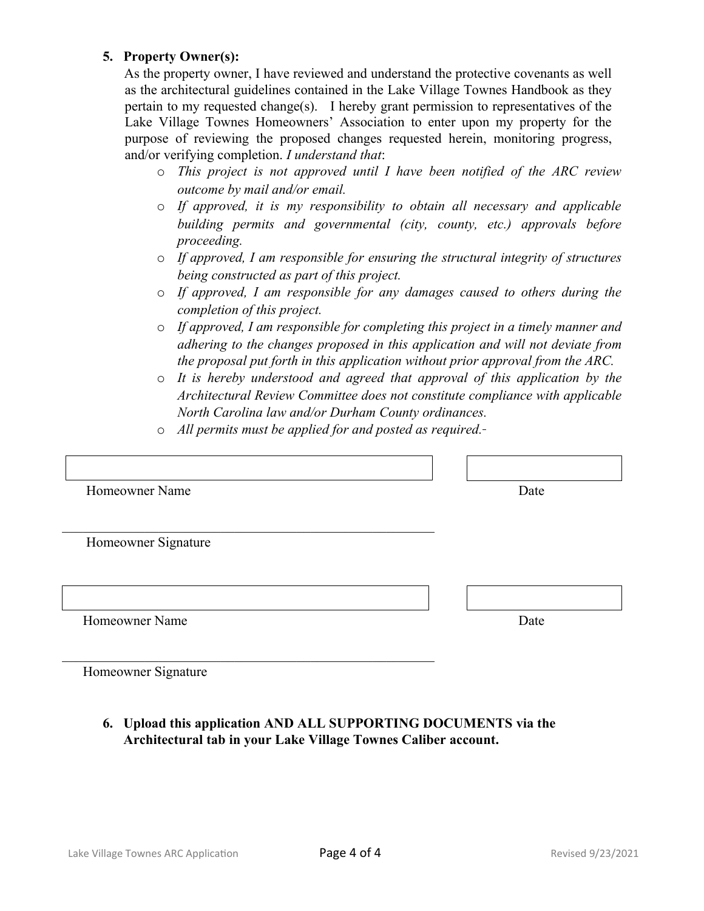5. **Property Owner(s):**

As the property owner, I have reviewed and understand the protective covenants as well as the architectural guidelines contained in the Lake Village Townes Handbook as they pertain to my requested change(s). I hereby grant permission to representatives of the Lake Village Townes Homeowners' Association to enter upon my property for the purpose of reviewing the proposed changes requested herein, monitoring progress, and/or verifying completion. *I understand that*:

- *This project is not approved until I have been notified of the ARC review outcome by mail and/or email.*
- *If approved, it is my responsibility to obtain all necessary and applicable building permits and governmental (city, county, etc.) approvals before proceeding.*
- *If approved, I am responsible for ensuring the structural integrity of structures being constructed as part of this project.*
- *If approved, I am responsible for any damages caused to others during the completion of this project.*
- *If approved, I am responsible for completing this project in a timely manner and adhering to the changes proposed in this application and will not deviate from the proposal put forth in this application without prior approval from the ARC.*
- *It is hereby understood and agreed that approval of this application by the Architectural Review Committee does not constitute compliance with applicable North Carolina law and/or Durham County ordinances.*
- *All permits must be applied for and posted as required.*

Homeowner Name ____________________ Date __________

______________________________
Homeowner Signature

Homeowner Name ____________________ Date __________

______________________________
Homeowner Signature

6. **Upload this application AND ALL SUPPORTING DOCUMENTS via the Architectural tab in your Lake Village Townes Caliber account.**